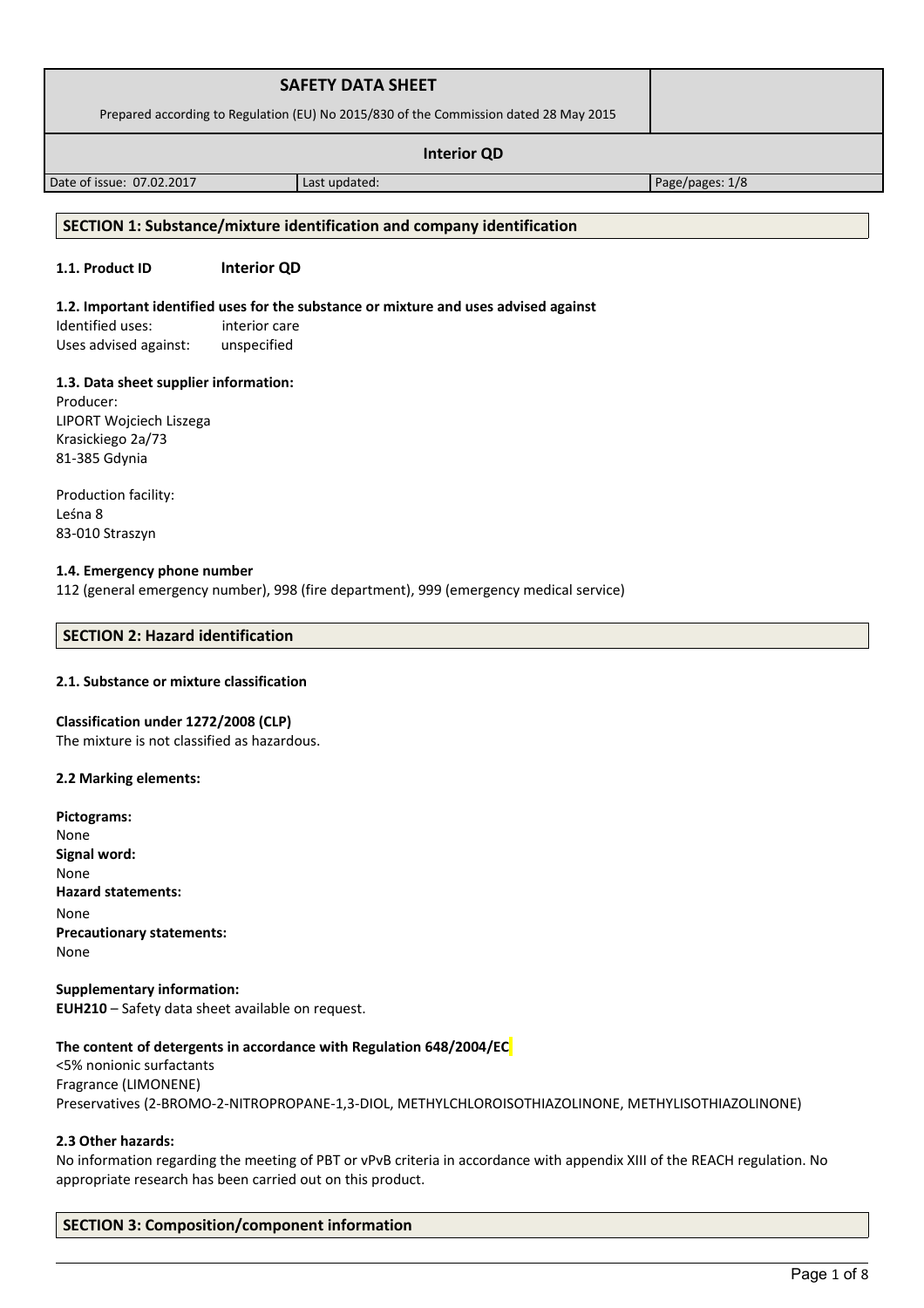| SAFETY DATA SHEET<br>Prepared according to Regulation (EU) No 2015/830 of the Commission dated 28 May 2015 | | |
|---|---|---|
| **Interior QD** | | |
| Date of issue: 07.02.2017 | Last updated: | Page/pages: 1/8 |

## SECTION 1: Substance/mixture identification and company identification

**1.1. Product ID** **Interior QD**

**1.2. Important identified uses for the substance or mixture and uses advised against**

Identified uses: interior care
Uses advised against: unspecified

**1.3. Data sheet supplier information:**

Producer:
LIPORT Wojciech Liszega
Krasickiego 2a/73
81-385 Gdynia

Production facility:
Leśna 8
83-010 Straszyn

**1.4. Emergency phone number**

112 (general emergency number), 998 (fire department), 999 (emergency medical service)

## SECTION 2: Hazard identification

**2.1. Substance or mixture classification**

**Classification under 1272/2008 (CLP)**
The mixture is not classified as hazardous.

**2.2 Marking elements:**

**Pictograms:**
None
**Signal word:**
None
**Hazard statements:**
None
**Precautionary statements:**
None

**Supplementary information:**
**EUH210** – Safety data sheet available on request.

**The content of detergents in accordance with Regulation 648/2004/EC**
<5% nonionic surfactants
Fragrance (LIMONENE)
Preservatives (2-BROMO-2-NITROPROPANE-1,3-DIOL, METHYLCHLOROISOTHIAZOLINONE, METHYLISOTHIAZOLINONE)

**2.3 Other hazards:**
No information regarding the meeting of PBT or vPvB criteria in accordance with appendix XIII of the REACH regulation. No appropriate research has been carried out on this product.

## SECTION 3: Composition/component information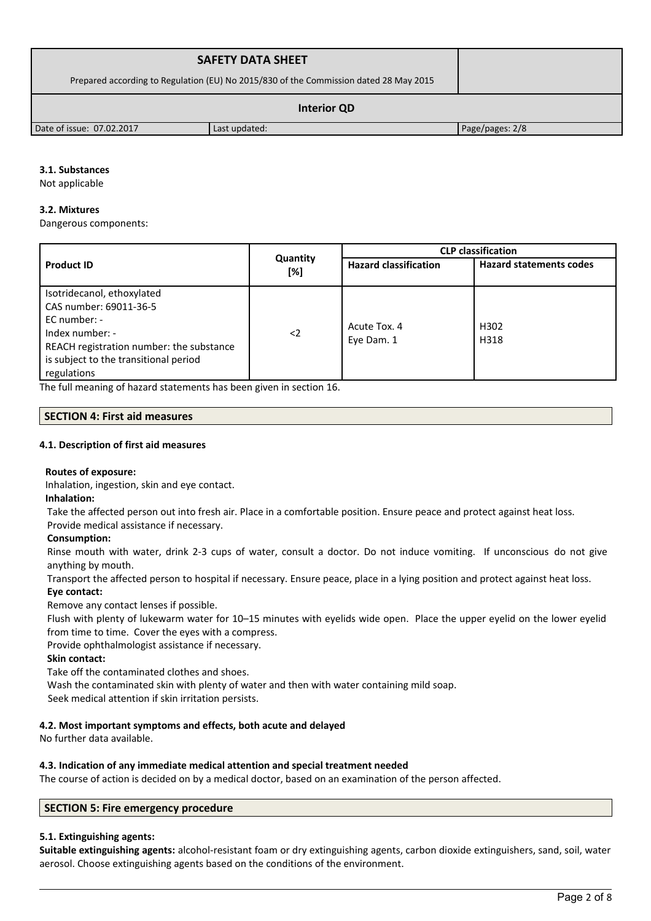### 3.1. Substances

Not applicable

### 3.2. Mixtures

Dangerous components:

| Product ID | Quantity [%] | CLP classification | |
|---|---|---|---|
| | | Hazard classification | Hazard statements codes |
| Isotridecanol, ethoxylated<br>CAS number: 69011-36-5<br>EC number: -<br>Index number: -<br>REACH registration number: the substance is subject to the transitional period regulations | <2 | Acute Tox. 4<br>Eye Dam. 1 | H302<br>H318 |

The full meaning of hazard statements has been given in section 16.

## SECTION 4: First aid measures

### 4.1. Description of first aid measures

**Routes of exposure:**

Inhalation, ingestion, skin and eye contact.

**Inhalation:**

Take the affected person out into fresh air. Place in a comfortable position. Ensure peace and protect against heat loss. Provide medical assistance if necessary.

**Consumption:**

Rinse mouth with water, drink 2-3 cups of water, consult a doctor. Do not induce vomiting. If unconscious do not give anything by mouth.

Transport the affected person to hospital if necessary. Ensure peace, place in a lying position and protect against heat loss.

**Eye contact:**

Remove any contact lenses if possible.

Flush with plenty of lukewarm water for 10–15 minutes with eyelids wide open. Place the upper eyelid on the lower eyelid from time to time. Cover the eyes with a compress.

Provide ophthalmologist assistance if necessary.

**Skin contact:**

Take off the contaminated clothes and shoes.

Wash the contaminated skin with plenty of water and then with water containing mild soap.

Seek medical attention if skin irritation persists.

### 4.2. Most important symptoms and effects, both acute and delayed

No further data available.

### 4.3. Indication of any immediate medical attention and special treatment needed

The course of action is decided on by a medical doctor, based on an examination of the person affected.

## SECTION 5: Fire emergency procedure

### 5.1. Extinguishing agents:

**Suitable extinguishing agents:** alcohol-resistant foam or dry extinguishing agents, carbon dioxide extinguishers, sand, soil, water aerosol. Choose extinguishing agents based on the conditions of the environment.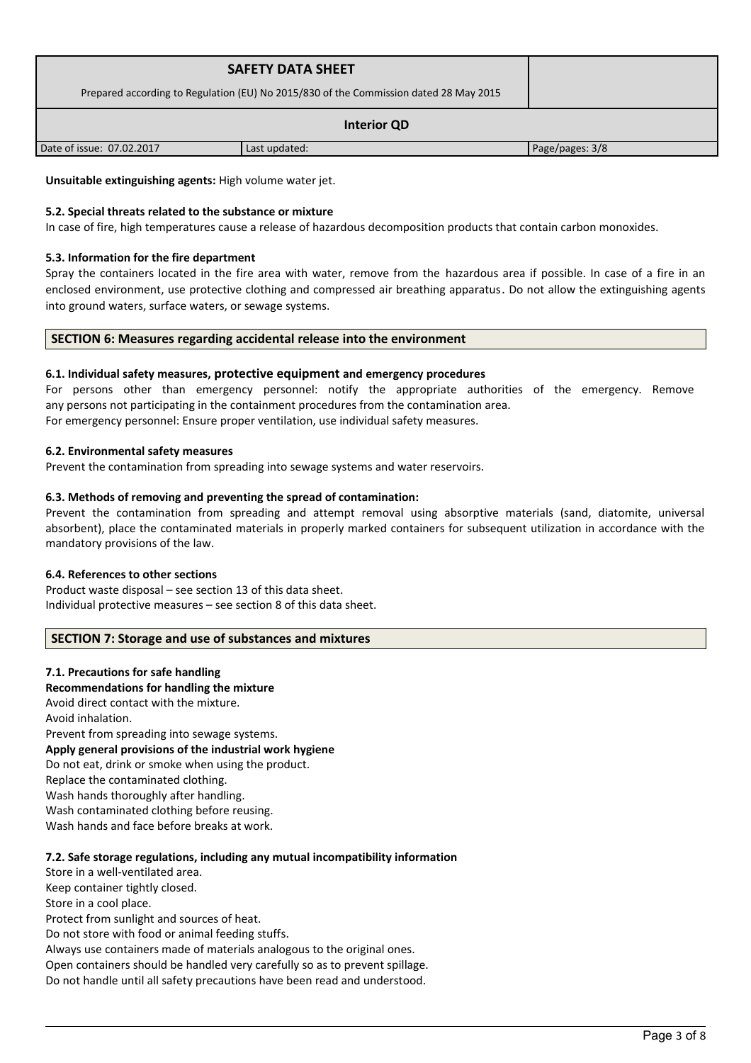**Unsuitable extinguishing agents:** High volume water jet.

**5.2. Special threats related to the substance or mixture**

In case of fire, high temperatures cause a release of hazardous decomposition products that contain carbon monoxides.

**5.3. Information for the fire department**

Spray the containers located in the fire area with water, remove from the hazardous area if possible. In case of a fire in an enclosed environment, use protective clothing and compressed air breathing apparatus. Do not allow the extinguishing agents into ground waters, surface waters, or sewage systems.

## SECTION 6: Measures regarding accidental release into the environment

**6.1. Individual safety measures, protective equipment and emergency procedures**

For persons other than emergency personnel: notify the appropriate authorities of the emergency. Remove any persons not participating in the containment procedures from the contamination area.
For emergency personnel: Ensure proper ventilation, use individual safety measures.

**6.2. Environmental safety measures**

Prevent the contamination from spreading into sewage systems and water reservoirs.

**6.3. Methods of removing and preventing the spread of contamination:**

Prevent the contamination from spreading and attempt removal using absorptive materials (sand, diatomite, universal absorbent), place the contaminated materials in properly marked containers for subsequent utilization in accordance with the mandatory provisions of the law.

**6.4. References to other sections**

Product waste disposal – see section 13 of this data sheet.
Individual protective measures – see section 8 of this data sheet.

## SECTION 7: Storage and use of substances and mixtures

**7.1. Precautions for safe handling**

**Recommendations for handling the mixture**

Avoid direct contact with the mixture.
Avoid inhalation.
Prevent from spreading into sewage systems.

**Apply general provisions of the industrial work hygiene**

Do not eat, drink or smoke when using the product.
Replace the contaminated clothing.
Wash hands thoroughly after handling.
Wash contaminated clothing before reusing.
Wash hands and face before breaks at work.

**7.2. Safe storage regulations, including any mutual incompatibility information**

Store in a well-ventilated area.
Keep container tightly closed.
Store in a cool place.
Protect from sunlight and sources of heat.
Do not store with food or animal feeding stuffs.
Always use containers made of materials analogous to the original ones.
Open containers should be handled very carefully so as to prevent spillage.
Do not handle until all safety precautions have been read and understood.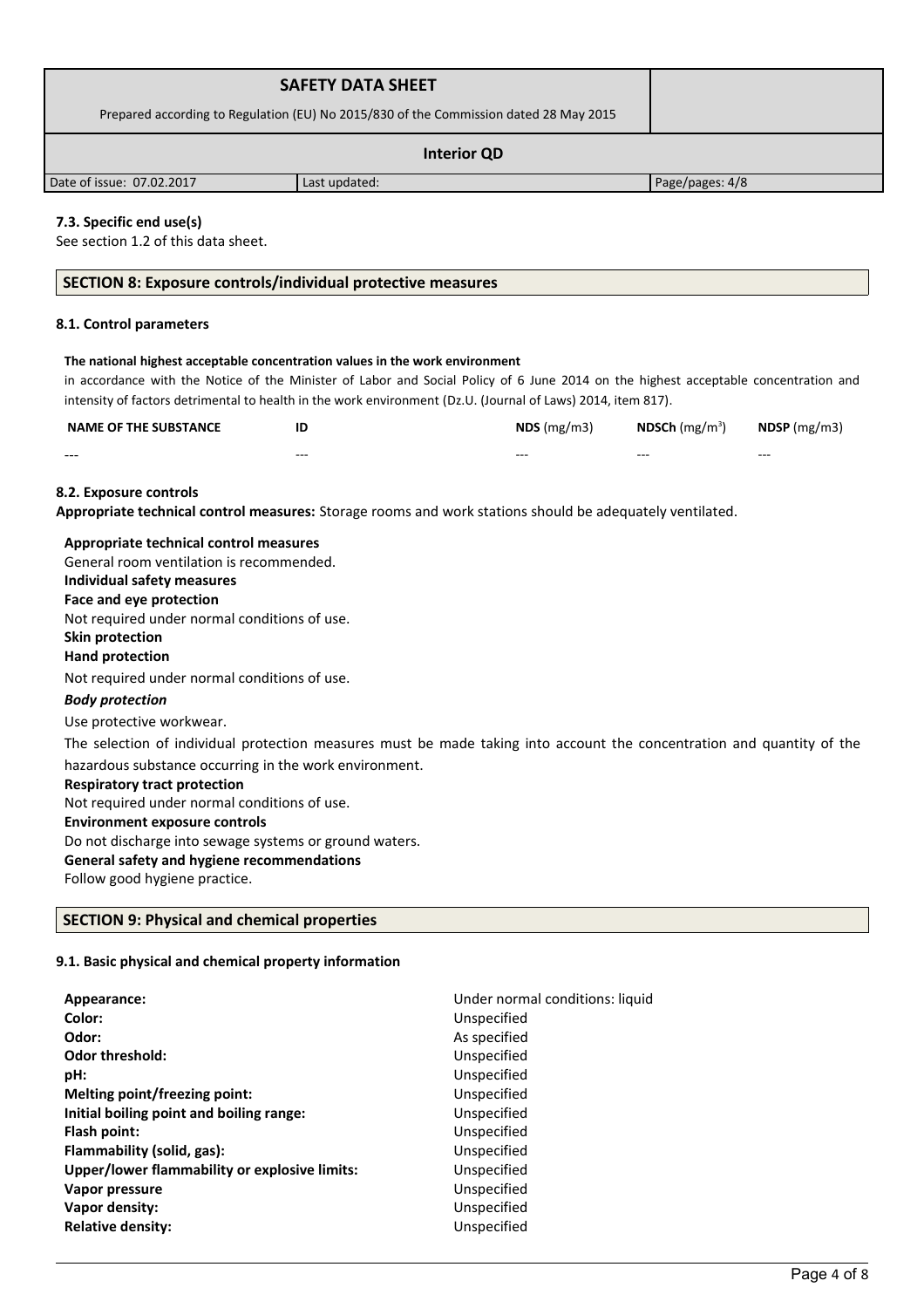### 7.3. Specific end use(s)

See section 1.2 of this data sheet.

## SECTION 8: Exposure controls/individual protective measures

### 8.1. Control parameters

**The national highest acceptable concentration values in the work environment**

in accordance with the Notice of the Minister of Labor and Social Policy of 6 June 2014 on the highest acceptable concentration and intensity of factors detrimental to health in the work environment (Dz.U. (Journal of Laws) 2014, item 817).

| NAME OF THE SUBSTANCE | ID | NDS (mg/m3) | NDSCh (mg/m$^3$) | NDSP (mg/m3) |
|---|---|---|---|---|
| --- | --- | --- | --- | --- |

### 8.2. Exposure controls

**Appropriate technical control measures:** Storage rooms and work stations should be adequately ventilated.

**Appropriate technical control measures**

General room ventilation is recommended.

**Individual safety measures**

**Face and eye protection**

Not required under normal conditions of use.

**Skin protection**

**Hand protection**

Not required under normal conditions of use.

***Body protection***

Use protective workwear.

The selection of individual protection measures must be made taking into account the concentration and quantity of the hazardous substance occurring in the work environment.

**Respiratory tract protection**

Not required under normal conditions of use.

**Environment exposure controls**

Do not discharge into sewage systems or ground waters.

**General safety and hygiene recommendations**

Follow good hygiene practice.

## SECTION 9: Physical and chemical properties

### 9.1. Basic physical and chemical property information

| | |
|---|---|
| **Appearance:** | Under normal conditions: liquid |
| **Color:** | Unspecified |
| **Odor:** | As specified |
| **Odor threshold:** | Unspecified |
| **pH:** | Unspecified |
| **Melting point/freezing point:** | Unspecified |
| **Initial boiling point and boiling range:** | Unspecified |
| **Flash point:** | Unspecified |
| **Flammability (solid, gas):** | Unspecified |
| **Upper/lower flammability or explosive limits:** | Unspecified |
| **Vapor pressure** | Unspecified |
| **Vapor density:** | Unspecified |
| **Relative density:** | Unspecified |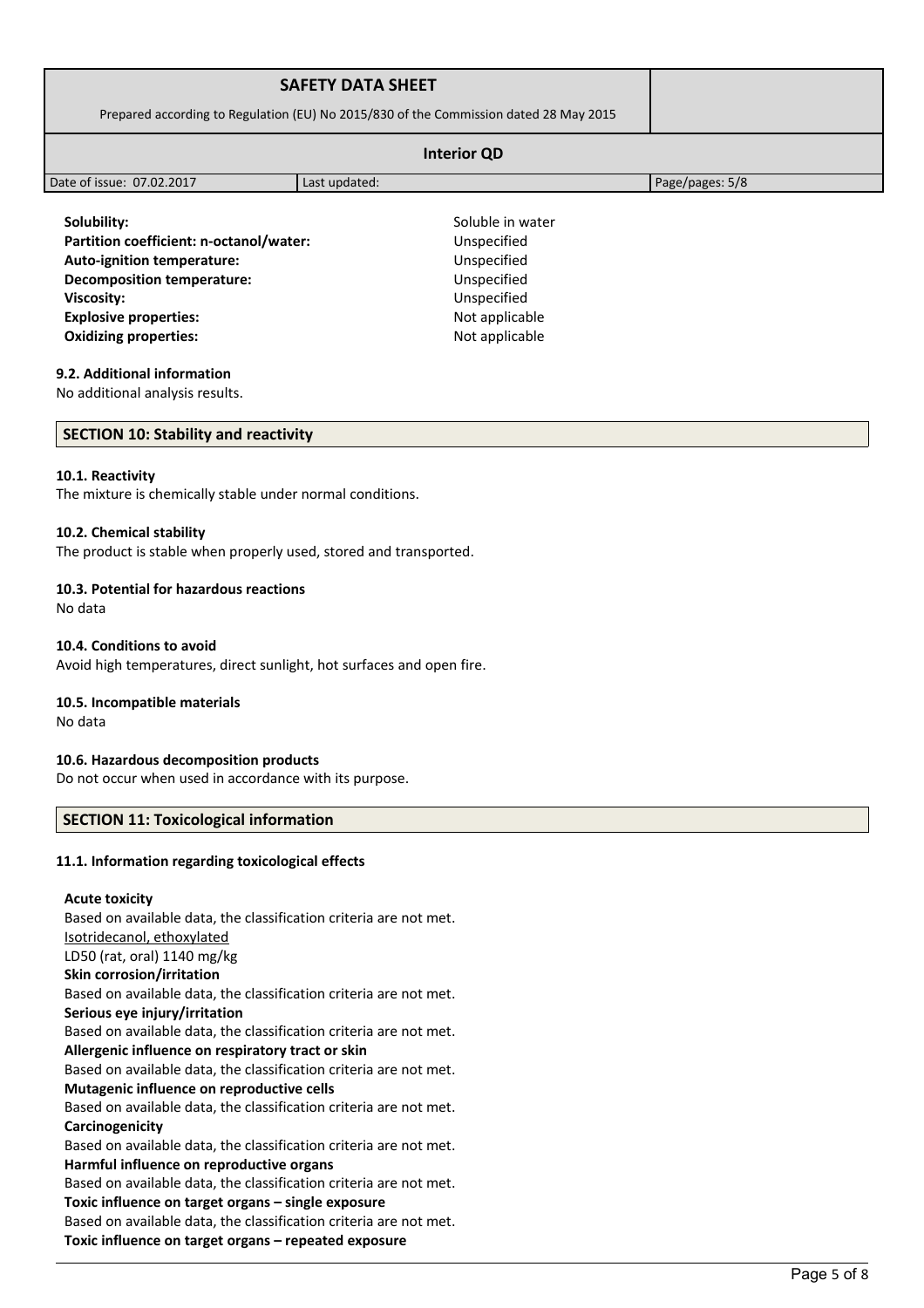**Solubility:** Soluble in water
**Partition coefficient: n-octanol/water:** Unspecified
**Auto-ignition temperature:** Unspecified
**Decomposition temperature:** Unspecified
**Viscosity:** Unspecified
**Explosive properties:** Not applicable
**Oxidizing properties:** Not applicable

#### 9.2. Additional information

No additional analysis results.

## SECTION 10: Stability and reactivity

#### 10.1. Reactivity

The mixture is chemically stable under normal conditions.

#### 10.2. Chemical stability

The product is stable when properly used, stored and transported.

#### 10.3. Potential for hazardous reactions

No data

#### 10.4. Conditions to avoid

Avoid high temperatures, direct sunlight, hot surfaces and open fire.

#### 10.5. Incompatible materials

No data

#### 10.6. Hazardous decomposition products

Do not occur when used in accordance with its purpose.

## SECTION 11: Toxicological information

#### 11.1. Information regarding toxicological effects

**Acute toxicity**
Based on available data, the classification criteria are not met.
Isotridecanol, ethoxylated
LD50 (rat, oral) 1140 mg/kg
**Skin corrosion/irritation**
Based on available data, the classification criteria are not met.
**Serious eye injury/irritation**
Based on available data, the classification criteria are not met.
**Allergenic influence on respiratory tract or skin**
Based on available data, the classification criteria are not met.
**Mutagenic influence on reproductive cells**
Based on available data, the classification criteria are not met.
**Carcinogenicity**
Based on available data, the classification criteria are not met.
**Harmful influence on reproductive organs**
Based on available data, the classification criteria are not met.
**Toxic influence on target organs – single exposure**
Based on available data, the classification criteria are not met.
**Toxic influence on target organs – repeated exposure**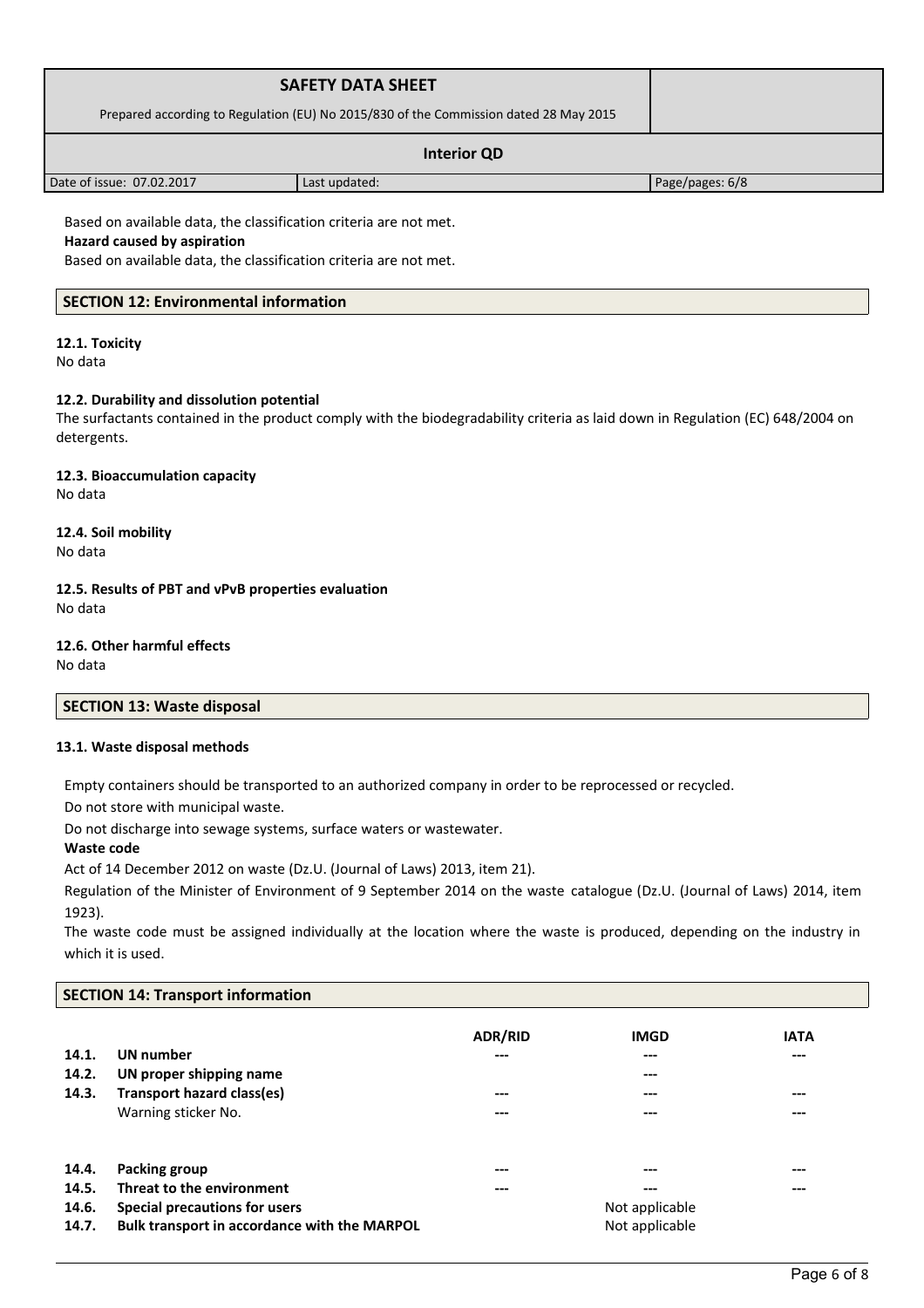Based on available data, the classification criteria are not met.

**Hazard caused by aspiration**

Based on available data, the classification criteria are not met.

## SECTION 12: Environmental information

**12.1. Toxicity**

No data

**12.2. Durability and dissolution potential**

The surfactants contained in the product comply with the biodegradability criteria as laid down in Regulation (EC) 648/2004 on detergents.

**12.3. Bioaccumulation capacity**

No data

**12.4. Soil mobility**

No data

**12.5. Results of PBT and vPvB properties evaluation**

No data

**12.6. Other harmful effects**

No data

## SECTION 13: Waste disposal

**13.1. Waste disposal methods**

Empty containers should be transported to an authorized company in order to be reprocessed or recycled.

Do not store with municipal waste.

Do not discharge into sewage systems, surface waters or wastewater.

**Waste code**

Act of 14 December 2012 on waste (Dz.U. (Journal of Laws) 2013, item 21).

Regulation of the Minister of Environment of 9 September 2014 on the waste catalogue (Dz.U. (Journal of Laws) 2014, item 1923).

The waste code must be assigned individually at the location where the waste is produced, depending on the industry in which it is used.

## SECTION 14: Transport information

| | | ADR/RID | IMGD | IATA |
|---|---|---|---|---|
| **14.1.** | **UN number** | --- | --- | --- |
| **14.2.** | **UN proper shipping name** | | --- | |
| **14.3.** | **Transport hazard class(es)** | --- | --- | --- |
| | Warning sticker No. | --- | --- | --- |
| **14.4.** | **Packing group** | --- | --- | --- |
| **14.5.** | **Threat to the environment** | --- | --- | --- |
| **14.6.** | **Special precautions for users** | | Not applicable | |
| **14.7.** | **Bulk transport in accordance with the MARPOL** | | Not applicable | |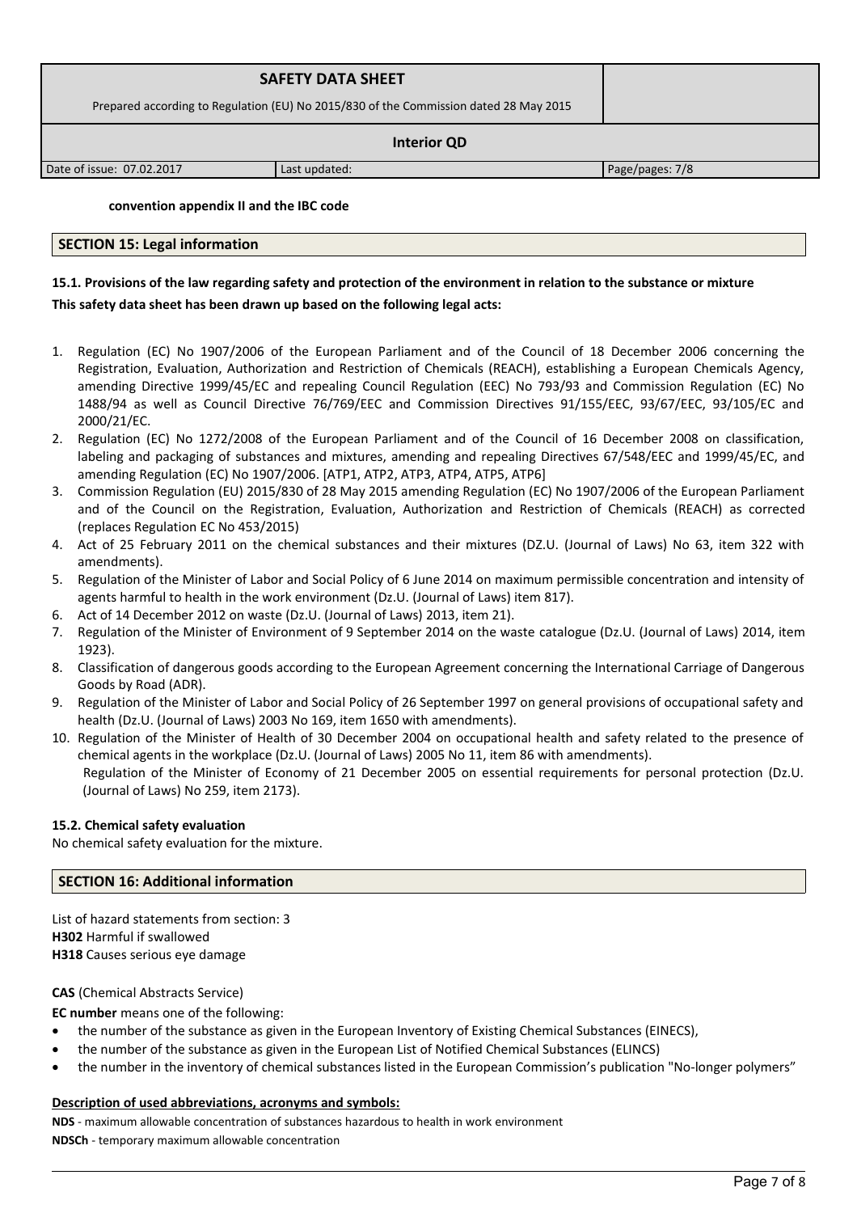**convention appendix II and the IBC code**

## SECTION 15: Legal information

### 15.1. Provisions of the law regarding safety and protection of the environment in relation to the substance or mixture

**This safety data sheet has been drawn up based on the following legal acts:**

1. Regulation (EC) No 1907/2006 of the European Parliament and of the Council of 18 December 2006 concerning the Registration, Evaluation, Authorization and Restriction of Chemicals (REACH), establishing a European Chemicals Agency, amending Directive 1999/45/EC and repealing Council Regulation (EEC) No 793/93 and Commission Regulation (EC) No 1488/94 as well as Council Directive 76/769/EEC and Commission Directives 91/155/EEC, 93/67/EEC, 93/105/EC and 2000/21/EC.
2. Regulation (EC) No 1272/2008 of the European Parliament and of the Council of 16 December 2008 on classification, labeling and packaging of substances and mixtures, amending and repealing Directives 67/548/EEC and 1999/45/EC, and amending Regulation (EC) No 1907/2006. [ATP1, ATP2, ATP3, ATP4, ATP5, ATP6]
3. Commission Regulation (EU) 2015/830 of 28 May 2015 amending Regulation (EC) No 1907/2006 of the European Parliament and of the Council on the Registration, Evaluation, Authorization and Restriction of Chemicals (REACH) as corrected (replaces Regulation EC No 453/2015)
4. Act of 25 February 2011 on the chemical substances and their mixtures (DZ.U. (Journal of Laws) No 63, item 322 with amendments).
5. Regulation of the Minister of Labor and Social Policy of 6 June 2014 on maximum permissible concentration and intensity of agents harmful to health in the work environment (Dz.U. (Journal of Laws) item 817).
6. Act of 14 December 2012 on waste (Dz.U. (Journal of Laws) 2013, item 21).
7. Regulation of the Minister of Environment of 9 September 2014 on the waste catalogue (Dz.U. (Journal of Laws) 2014, item 1923).
8. Classification of dangerous goods according to the European Agreement concerning the International Carriage of Dangerous Goods by Road (ADR).
9. Regulation of the Minister of Labor and Social Policy of 26 September 1997 on general provisions of occupational safety and health (Dz.U. (Journal of Laws) 2003 No 169, item 1650 with amendments).
10. Regulation of the Minister of Health of 30 December 2004 on occupational health and safety related to the presence of chemical agents in the workplace (Dz.U. (Journal of Laws) 2005 No 11, item 86 with amendments).
    Regulation of the Minister of Economy of 21 December 2005 on essential requirements for personal protection (Dz.U. (Journal of Laws) No 259, item 2173).

### 15.2. Chemical safety evaluation

No chemical safety evaluation for the mixture.

## SECTION 16: Additional information

List of hazard statements from section: 3

**H302** Harmful if swallowed

**H318** Causes serious eye damage

**CAS** (Chemical Abstracts Service)

**EC number** means one of the following:

- the number of the substance as given in the European Inventory of Existing Chemical Substances (EINECS),
- the number of the substance as given in the European List of Notified Chemical Substances (ELINCS)
- the number in the inventory of chemical substances listed in the European Commission's publication "No-longer polymers"

**Description of used abbreviations, acronyms and symbols:**

**NDS** - maximum allowable concentration of substances hazardous to health in work environment

**NDSCh** - temporary maximum allowable concentration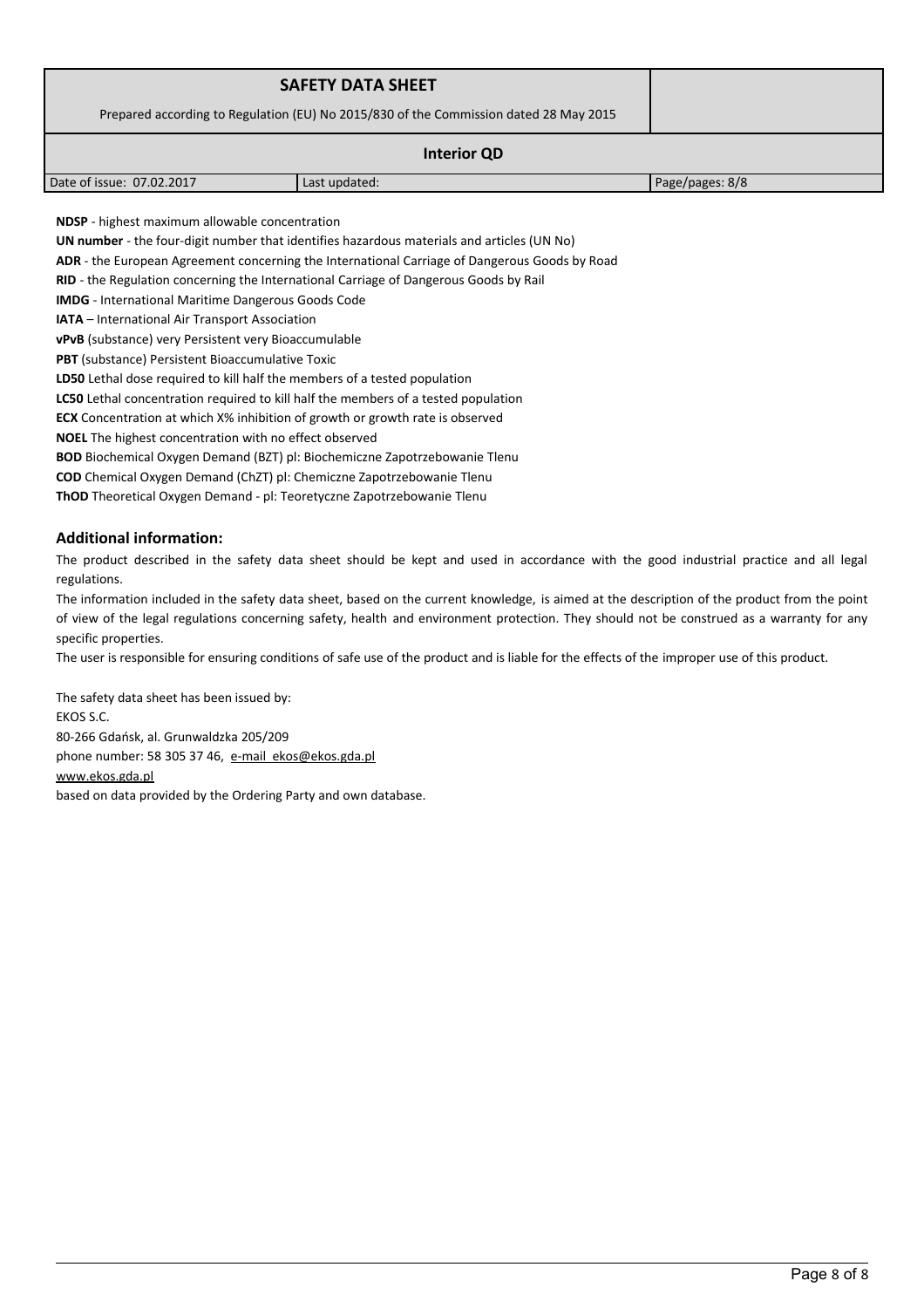**NDSP** - highest maximum allowable concentration

**UN number** - the four-digit number that identifies hazardous materials and articles (UN No)

**ADR** - the European Agreement concerning the International Carriage of Dangerous Goods by Road

**RID** - the Regulation concerning the International Carriage of Dangerous Goods by Rail

**IMDG** - International Maritime Dangerous Goods Code

**IATA** – International Air Transport Association

**vPvB** (substance) very Persistent very Bioaccumulable

**PBT** (substance) Persistent Bioaccumulative Toxic

**LD50** Lethal dose required to kill half the members of a tested population

**LC50** Lethal concentration required to kill half the members of a tested population

**ECX** Concentration at which X% inhibition of growth or growth rate is observed

**NOEL** The highest concentration with no effect observed

**BOD** Biochemical Oxygen Demand (BZT) pl: Biochemiczne Zapotrzebowanie Tlenu

**COD** Chemical Oxygen Demand (ChZT) pl: Chemiczne Zapotrzebowanie Tlenu

**ThOD** Theoretical Oxygen Demand - pl: Teoretyczne Zapotrzebowanie Tlenu

## Additional information:

The product described in the safety data sheet should be kept and used in accordance with the good industrial practice and all legal regulations.

The information included in the safety data sheet, based on the current knowledge, is aimed at the description of the product from the point of view of the legal regulations concerning safety, health and environment protection. They should not be construed as a warranty for any specific properties.

The user is responsible for ensuring conditions of safe use of the product and is liable for the effects of the improper use of this product.

The safety data sheet has been issued by:
EKOS S.C.
80-266 Gdańsk, al. Grunwaldzka 205/209
phone number: 58 305 37 46, e-mail ekos@ekos.gda.pl
www.ekos.gda.pl
based on data provided by the Ordering Party and own database.